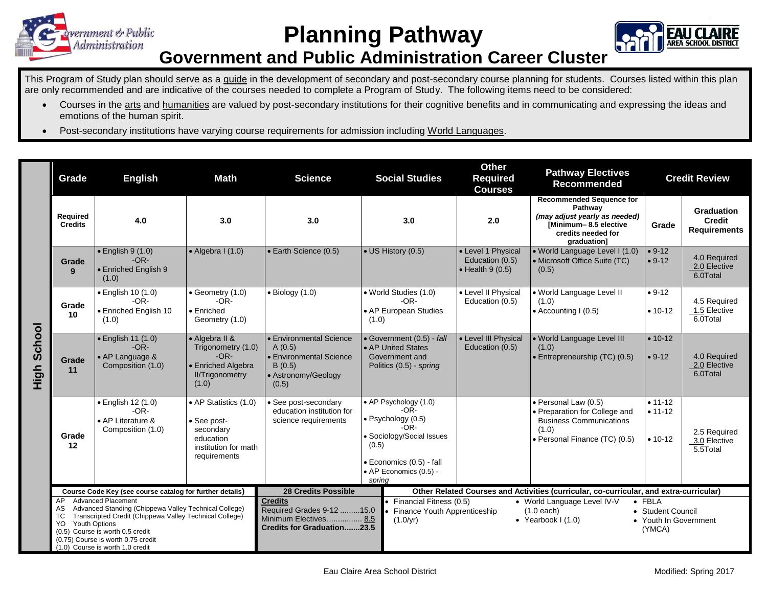# Planning Pathway

## Government and Public Administration Career Cluster

This Program of Study plan should serve as a guide in the development of secondary and post-secondary course planning for students. Courses listed within this plan are only recommended and are indicative of the courses needed to complete a Program of Study. The following items need to be considered:

- Courses in the arts and humanities are valued by post-secondary institutions for their cognitive benefits and in communicating and expressing the ideas and emotions of the human spirit.
- Post-secondary institutions have varying course requirements for admission including World Languages.

**High School**

| Grade | English | Math | Science | Social Studies | Other Required Courses | Pathway Electives Recommended | Credit Review | |
|---|---|---|---|---|---|---|---|---|
| Required Credits | 4.0 | 3.0 | 3.0 | 3.0 | 2.0 | Recommended Sequence for Pathway *(may adjust yearly as needed)* [Minimum– 8.5 elective credits needed for graduation] | Grade | Graduation Credit Requirements |
| Grade 9 | • English 9 (1.0) -OR- • Enriched English 9 (1.0) | • Algebra I (1.0) | • Earth Science (0.5) | • US History (0.5) | • Level 1 Physical Education (0.5) • Health 9 (0.5) | • World Language Level I (1.0) • Microsoft Office Suite (TC) (0.5) | • 9-12 • 9-12 | 4.0 Required 2.0 Elective 6.0Total |
| Grade 10 | • English 10 (1.0) -OR- • Enriched English 10 (1.0) | • Geometry (1.0) -OR- • Enriched Geometry (1.0) | • Biology (1.0) | • World Studies (1.0) -OR- • AP European Studies (1.0) | • Level II Physical Education (0.5) | • World Language Level II (1.0) • Accounting I (0.5) | • 9-12 • 10-12 | 4.5 Required 1.5 Elective 6.0Total |
| Grade 11 | • English 11 (1.0) -OR- • AP Language & Composition (1.0) | • Algebra II & Trigonometry (1.0) -OR- • Enriched Algebra II/Trigonometry (1.0) | • Environmental Science A (0.5) • Environmental Science B (0.5) • Astronomy/Geology (0.5) | • Government (0.5) - *fall* • AP United States Government and Politics (0.5) - *spring* | • Level III Physical Education (0.5) | • World Language Level III (1.0) • Entrepreneurship (TC) (0.5) | • 10-12 • 9-12 | 4.0 Required 2.0 Elective 6.0Total |
| Grade 12 | • English 12 (1.0) -OR- • AP Literature & Composition (1.0) | • AP Statistics (1.0) • See post-secondary education institution for math requirements | • See post-secondary education institution for science requirements | • AP Psychology (1.0) -OR- • Psychology (0.5) -OR- • Sociology/Social Issues (0.5) • Economics (0.5) - fall • AP Economics (0.5) - *spring* | | • Personal Law (0.5) • Preparation for College and Business Communications (1.0) • Personal Finance (TC) (0.5) | • 11-12 • 11-12 • 10-12 | 2.5 Required 3.0 Elective 5.5Total |

**Course Code Key (see course catalog for further details)**

- AP Advanced Placement
- AS Advanced Standing (Chippewa Valley Technical College)
- TC Transcripted Credit (Chippewa Valley Technical College)
- YO Youth Options
- (0.5) Course is worth 0.5 credit
- (0.75) Course is worth 0.75 credit
- (1.0) Course is worth 1.0 credit

**28 Credits Possible**

**Credits**
Required Grades 9-12 .........15.0
Minimum Electives................ 8.5
**Credits for Graduation.......23.5**

**Other Related Courses and Activities (curricular, co-curricular, and extra-curricular)**

- Financial Fitness (0.5)
- Finance Youth Apprenticeship (1.0/yr)
- World Language Level IV-V (1.0 each)
- Yearbook I (1.0)
- FBLA
- Student Council
- Youth In Government (YMCA)

Eau Claire Area School District

Modified: Spring 2017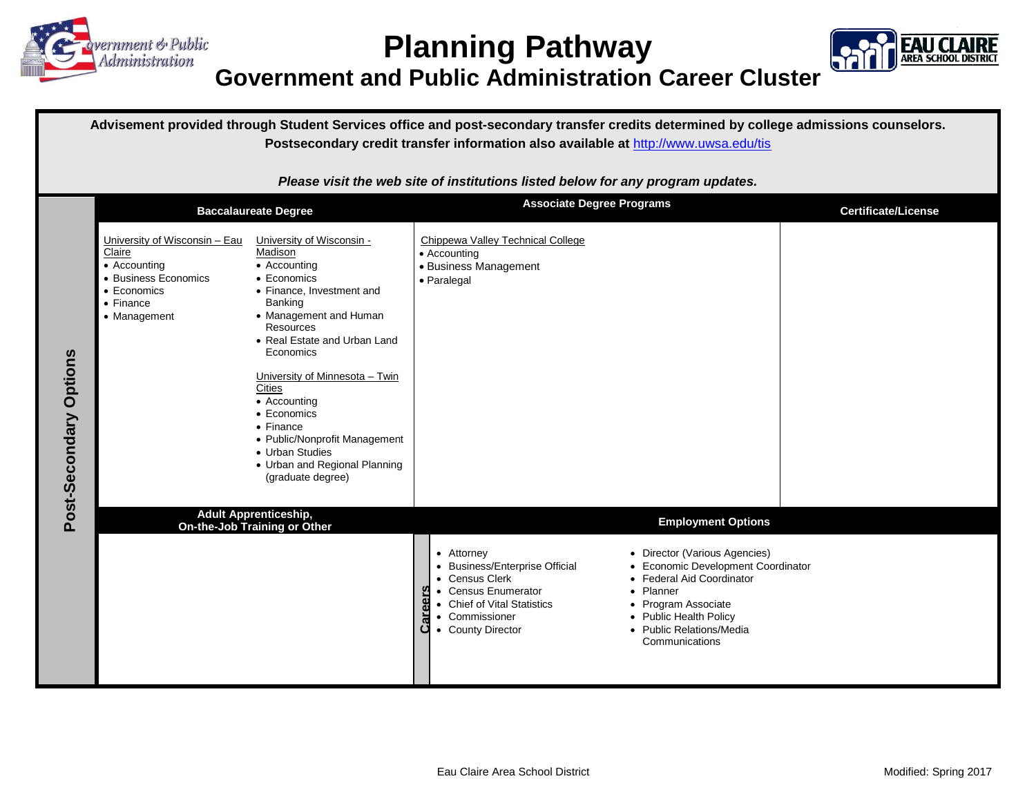# Planning Pathway

## Government and Public Administration Career Cluster

**Advisement provided through Student Services office and post-secondary transfer credits determined by college admissions counselors.**
**Postsecondary credit transfer information also available at http://www.uwsa.edu/tis**

***Please visit the web site of institutions listed below for any program updates.***

## Post-Secondary Options

| Baccalaureate Degree | Associate Degree Programs | Certificate/License |
|---|---|---|
| University of Wisconsin – Eau Claire<br>• Accounting<br>• Business Economics<br>• Economics<br>• Finance<br>• Management<br><br>University of Wisconsin - Madison<br>• Accounting<br>• Economics<br>• Finance, Investment and Banking<br>• Management and Human Resources<br>• Real Estate and Urban Land Economics<br><br>University of Minnesota – Twin Cities<br>• Accounting<br>• Economics<br>• Finance<br>• Public/Nonprofit Management<br>• Urban Studies<br>• Urban and Regional Planning (graduate degree) | Chippewa Valley Technical College<br>• Accounting<br>• Business Management<br>• Paralegal | |

| Adult Apprenticeship, On-the-Job Training or Other | Employment Options |
|---|---|
| | **Careers**<br>• Attorney<br>• Business/Enterprise Official<br>• Census Clerk<br>• Census Enumerator<br>• Chief of Vital Statistics<br>• Commissioner<br>• County Director<br>• Director (Various Agencies)<br>• Economic Development Coordinator<br>• Federal Aid Coordinator<br>• Planner<br>• Program Associate<br>• Public Health Policy<br>• Public Relations/Media Communications |

Eau Claire Area School District

Modified: Spring 2017